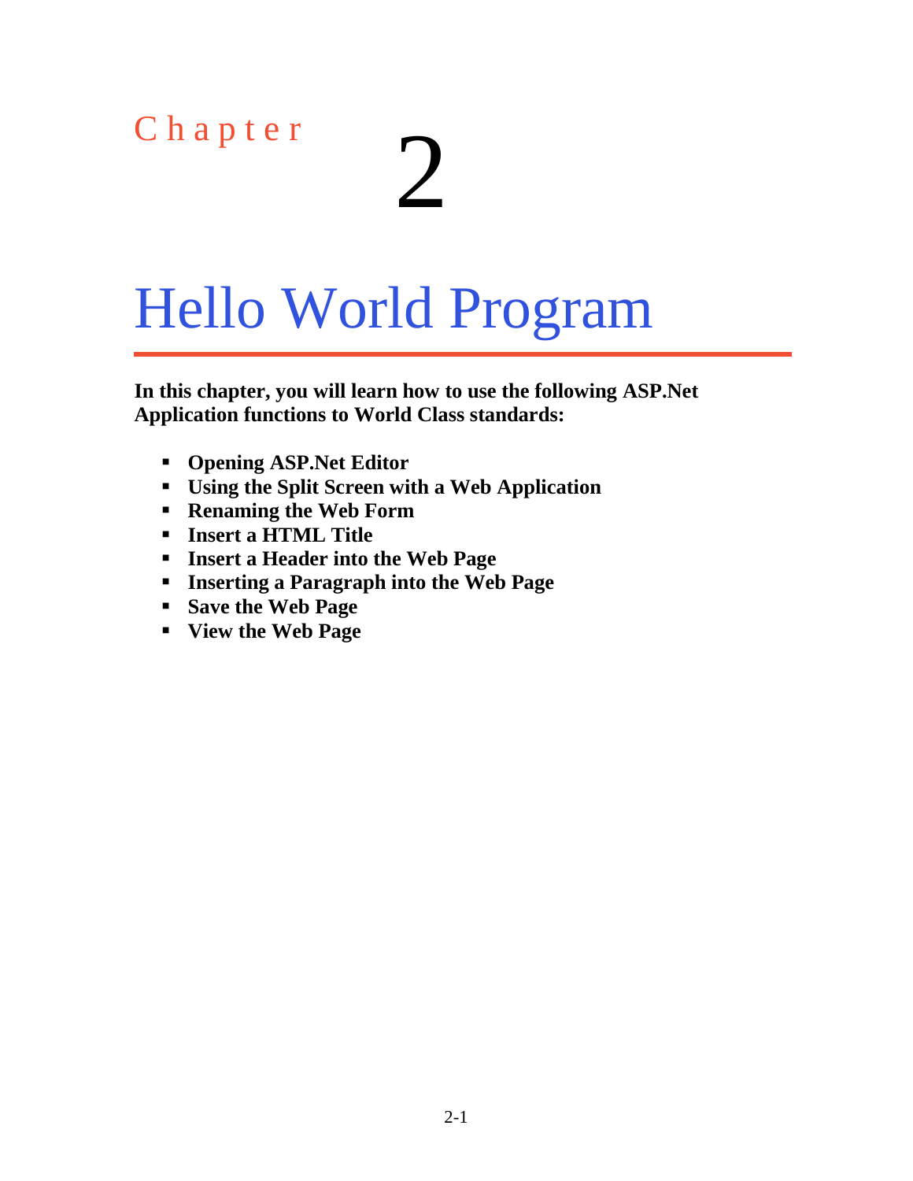Chapter 2

# Hello World Program

**In this chapter, you will learn how to use the following ASP.Net Application functions to World Class standards:**

- **Opening ASP.Net Editor**
- **Using the Split Screen with a Web Application**
- **Renaming the Web Form**
- **Insert a HTML Title**
- **Insert a Header into the Web Page**
- **Inserting a Paragraph into the Web Page**
- **Save the Web Page**
- **View the Web Page**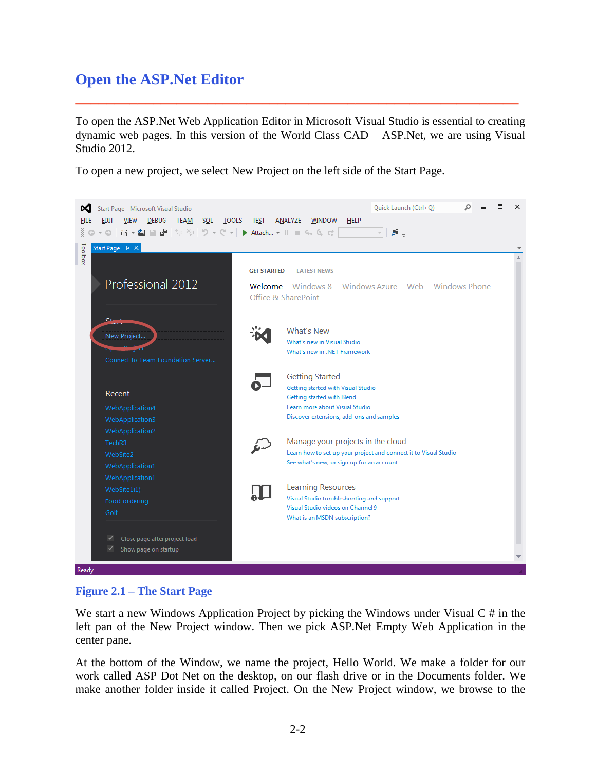# Open the ASP.Net Editor

To open the ASP.Net Web Application Editor in Microsoft Visual Studio is essential to creating dynamic web pages. In this version of the World Class CAD – ASP.Net, we are using Visual Studio 2012.

To open a new project, we select New Project on the left side of the Start Page.

**Figure 2.1 – The Start Page**

We start a new Windows Application Project by picking the Windows under Visual C # in the left pan of the New Project window. Then we pick ASP.Net Empty Web Application in the center pane.

At the bottom of the Window, we name the project, Hello World. We make a folder for our work called ASP Dot Net on the desktop, on our flash drive or in the Documents folder. We make another folder inside it called Project. On the New Project window, we browse to the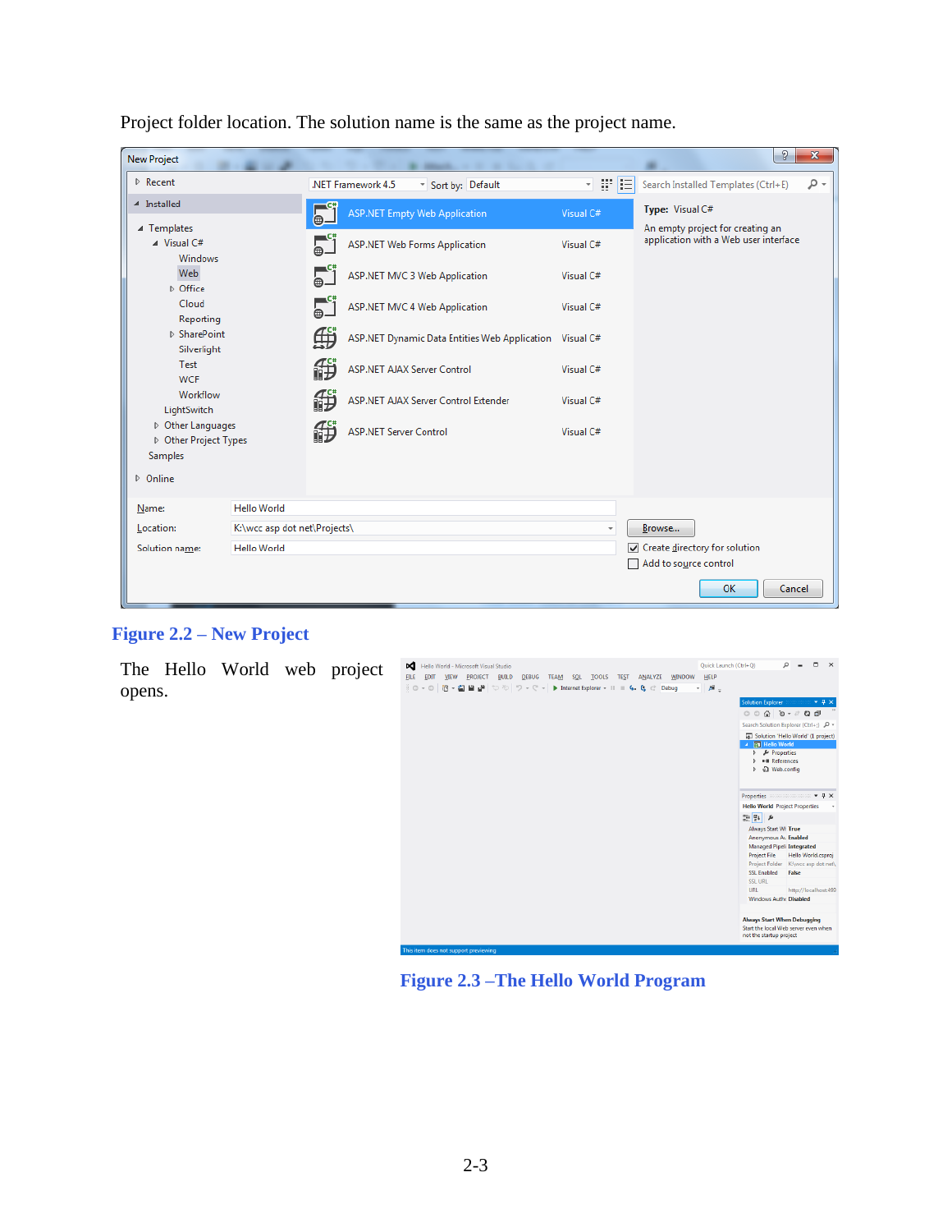Project folder location. The solution name is the same as the project name.

Figure 2.2 – New Project

The Hello World web project opens.

Figure 2.3 –The Hello World Program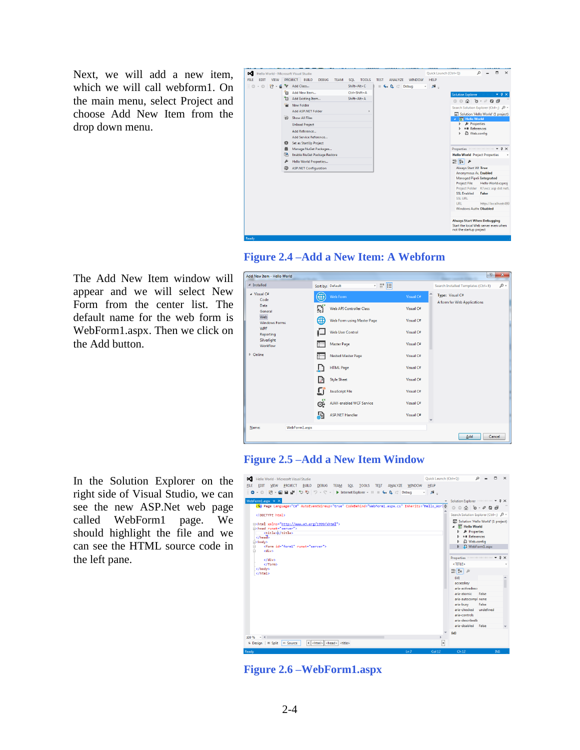Next, we will add a new item, which we will call webform1. On the main menu, select Project and choose Add New Item from the drop down menu.

Figure 2.4 –Add a New Item: A Webform

The Add New Item window will appear and we will select New Form from the center list. The default name for the web form is WebForm1.aspx. Then we click on the Add button.

Figure 2.5 –Add a New Item Window

In the Solution Explorer on the right side of Visual Studio, we can see the new ASP.Net web page called WebForm1 page. We should highlight the file and we can see the HTML source code in the left pane.

Figure 2.6 –WebForm1.aspx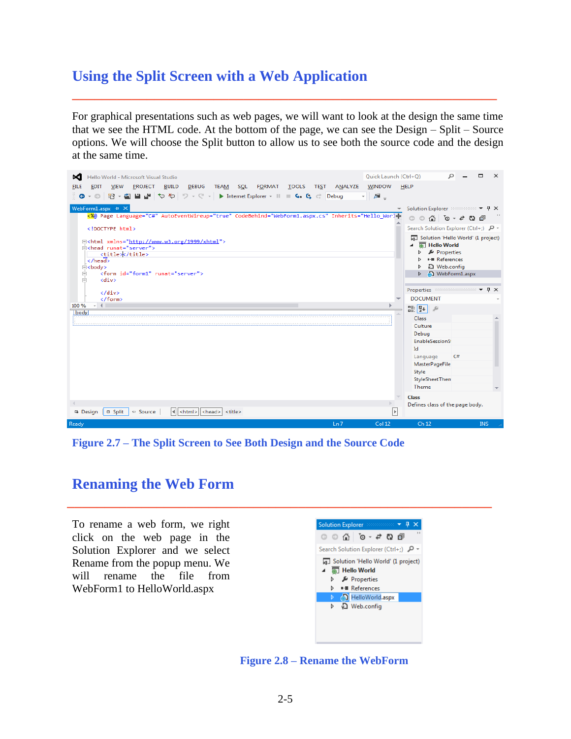## Using the Split Screen with a Web Application

For graphical presentations such as web pages, we will want to look at the design the same time that we see the HTML code. At the bottom of the page, we can see the Design – Split – Source options. We will choose the Split button to allow us to see both the source code and the design at the same time.

**Figure 2.7 – The Split Screen to See Both Design and the Source Code**

## Renaming the Web Form

To rename a web form, we right click on the web page in the Solution Explorer and we select Rename from the popup menu. We will rename the file from WebForm1 to HelloWorld.aspx

**Figure 2.8 – Rename the WebForm**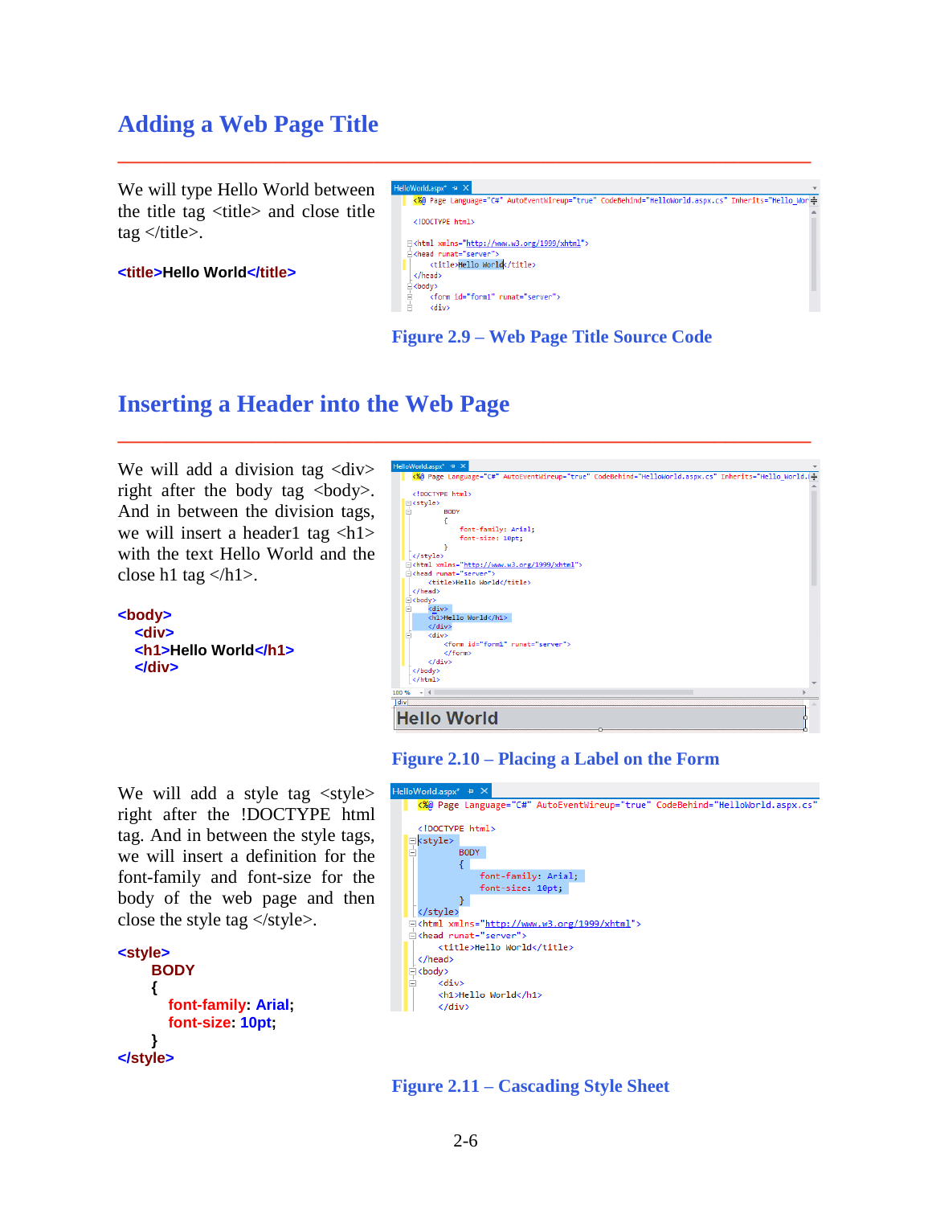## Adding a Web Page Title

We will type Hello World between the title tag <title> and close title tag </title>.

```
<title>Hello World</title>
```

Figure 2.9 – Web Page Title Source Code

## Inserting a Header into the Web Page

We will add a division tag <div> right after the body tag <body>. And in between the division tags, we will insert a header1 tag <h1> with the text Hello World and the close h1 tag </h1>.

```
<body>
   <div>
   <h1>Hello World</h1>
   </div>
```

Figure 2.10 – Placing a Label on the Form

We will add a style tag <style> right after the !DOCTYPE html tag. And in between the style tags, we will insert a definition for the font-family and font-size for the body of the web page and then close the style tag </style>.

```
<style>
      BODY
      {
            font-family: Arial;
            font-size: 10pt;
      }
</style>
```

Figure 2.11 – Cascading Style Sheet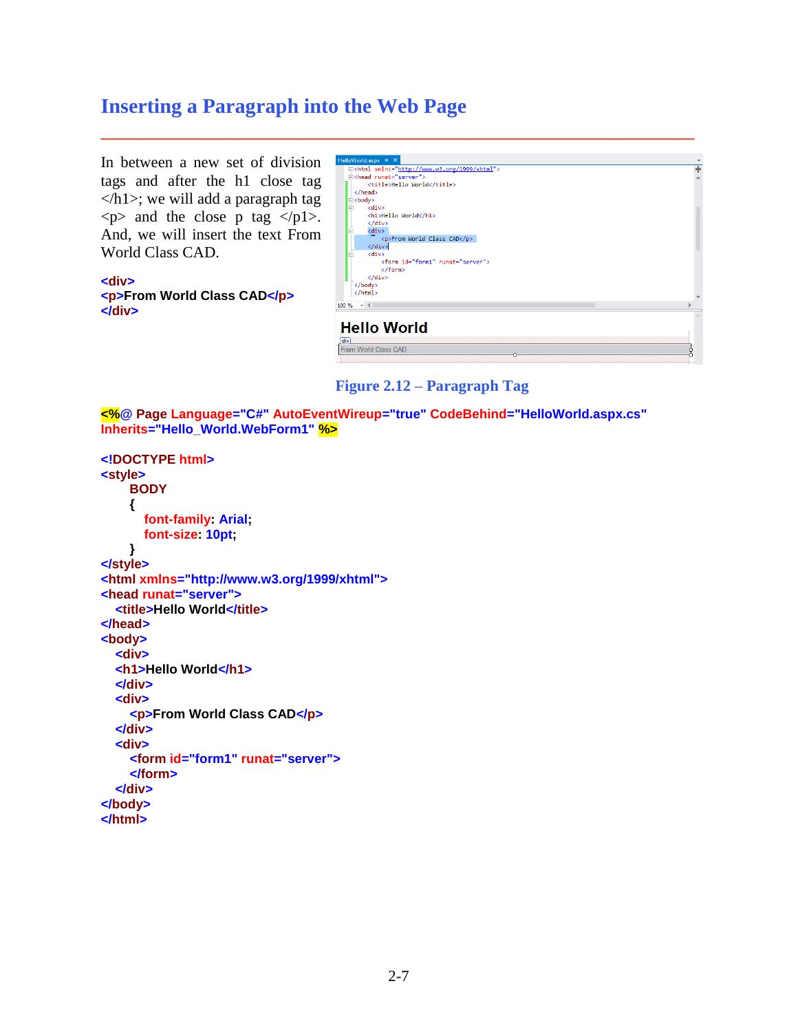# Inserting a Paragraph into the Web Page

In between a new set of division tags and after the h1 close tag </h1>; we will add a paragraph tag <p> and the close p tag </p1>. And, we will insert the text From World Class CAD.

```
<div>
<p>From World Class CAD</p>
</div>
```

Figure 2.12 – Paragraph Tag

```
<%@ Page Language="C#" AutoEventWireup="true" CodeBehind="HelloWorld.aspx.cs"
Inherits="Hello_World.WebForm1" %>

<!DOCTYPE html>
<style>
      BODY
      {
         font-family: Arial;
         font-size: 10pt;
      }
</style>
<html xmlns="http://www.w3.org/1999/xhtml">
<head runat="server">
   <title>Hello World</title>
</head>
<body>
   <div>
   <h1>Hello World</h1>
   </div>
   <div>
      <p>From World Class CAD</p>
   </div>
   <div>
      <form id="form1" runat="server">
      </form>
   </div>
</body>
</html>
```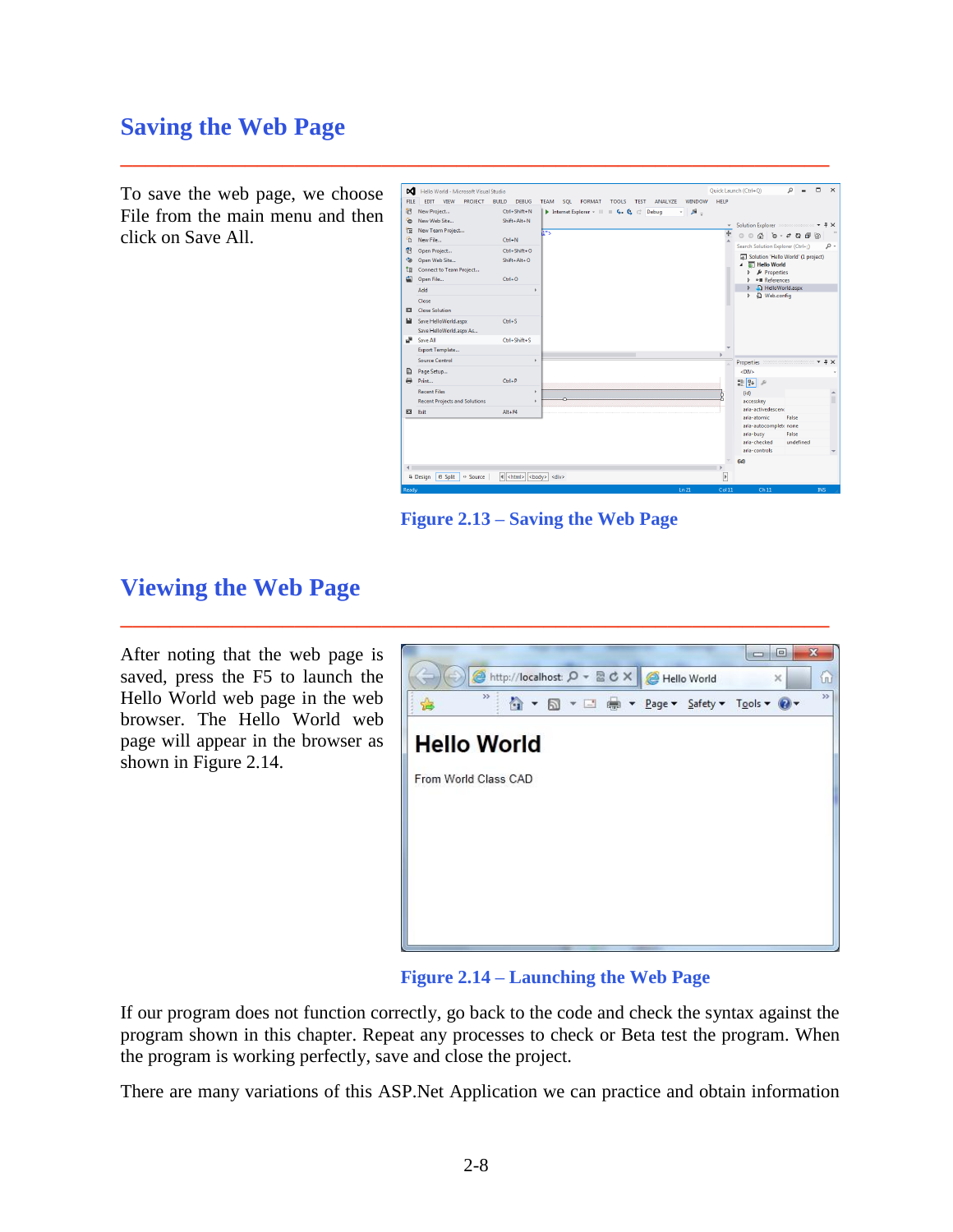## Saving the Web Page

To save the web page, we choose File from the main menu and then click on Save All.

Figure 2.13 – Saving the Web Page

## Viewing the Web Page

After noting that the web page is saved, press the F5 to launch the Hello World web page in the web browser. The Hello World web page will appear in the browser as shown in Figure 2.14.

Figure 2.14 – Launching the Web Page

If our program does not function correctly, go back to the code and check the syntax against the program shown in this chapter. Repeat any processes to check or Beta test the program. When the program is working perfectly, save and close the project.

There are many variations of this ASP.Net Application we can practice and obtain information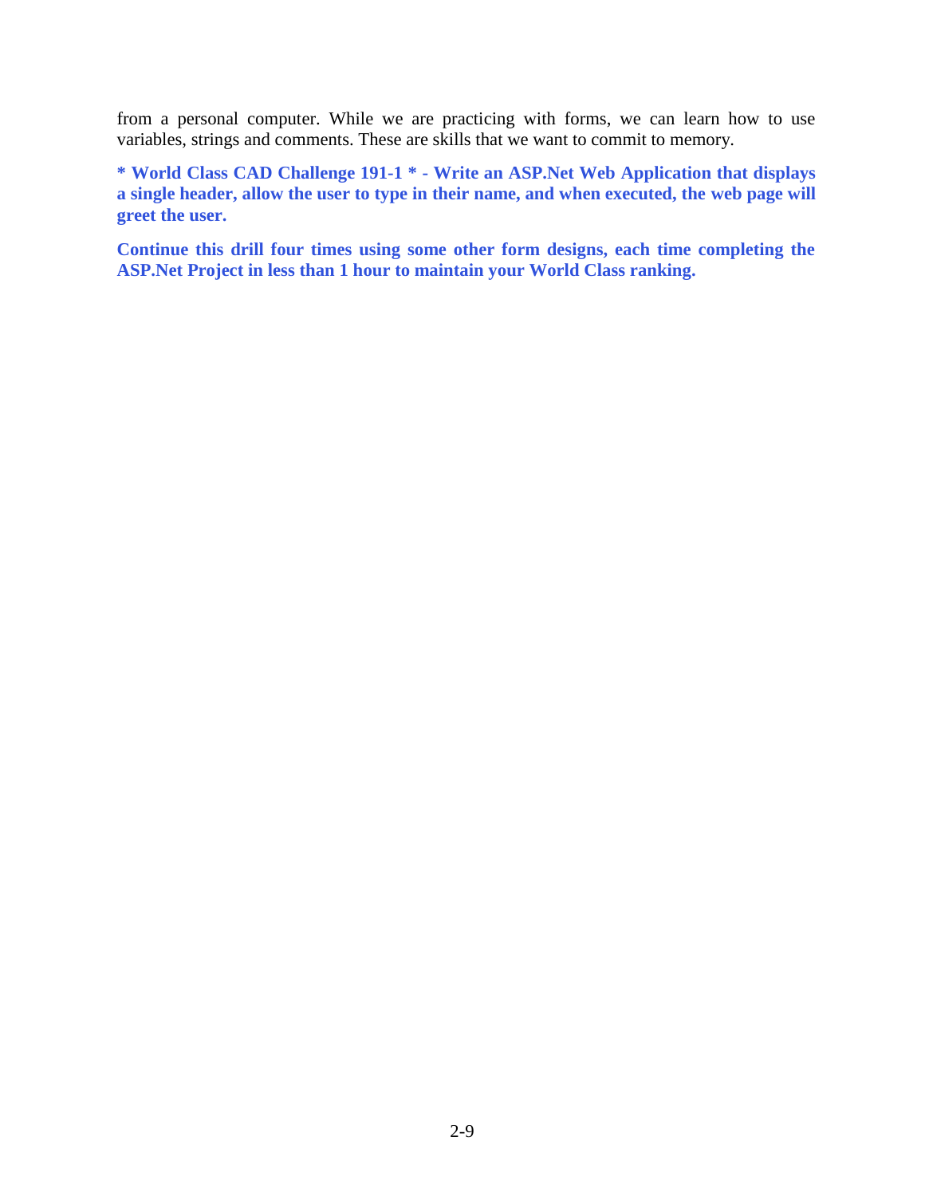from a personal computer. While we are practicing with forms, we can learn how to use variables, strings and comments. These are skills that we want to commit to memory.

**\* World Class CAD Challenge 191-1 \* - Write an ASP.Net Web Application that displays a single header, allow the user to type in their name, and when executed, the web page will greet the user.**

**Continue this drill four times using some other form designs, each time completing the ASP.Net Project in less than 1 hour to maintain your World Class ranking.**